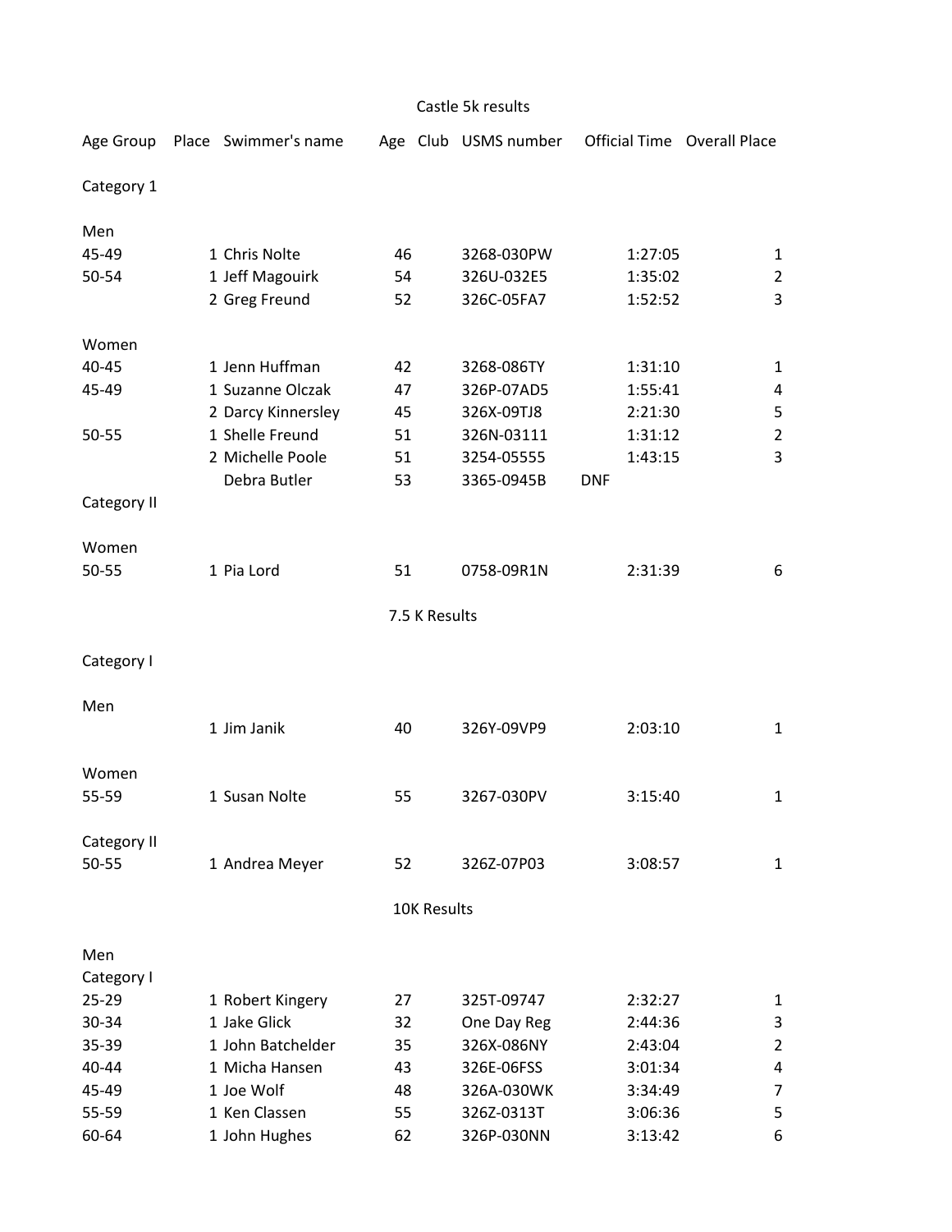# Castle 5k results

| Age Group | Place | Swimmer's name | Age | Club | USMS number | Official Time | Overall Place |
|---|---|---|---|---|---|---|---|
| Category 1 | | | | | | | |
| Men | | | | | | | |
| 45-49 | 1 | Chris Nolte | 46 | | 3268-030PW | 1:27:05 | 1 |
| 50-54 | 1 | Jeff Magouirk | 54 | | 326U-032E5 | 1:35:02 | 2 |
| | 2 | Greg Freund | 52 | | 326C-05FA7 | 1:52:52 | 3 |
| Women | | | | | | | |
| 40-45 | 1 | Jenn Huffman | 42 | | 3268-086TY | 1:31:10 | 1 |
| 45-49 | 1 | Suzanne Olczak | 47 | | 326P-07AD5 | 1:55:41 | 4 |
| | 2 | Darcy Kinnersley | 45 | | 326X-09TJ8 | 2:21:30 | 5 |
| 50-55 | 1 | Shelle Freund | 51 | | 326N-03111 | 1:31:12 | 2 |
| | 2 | Michelle Poole | 51 | | 3254-05555 | 1:43:15 | 3 |
| | | Debra Butler | 53 | | 3365-0945B | DNF | |
| Category II | | | | | | | |
| Women | | | | | | | |
| 50-55 | 1 | Pia Lord | 51 | | 0758-09R1N | 2:31:39 | 6 |

## 7.5 K Results

| Age Group | Place | Swimmer's name | Age | Club | USMS number | Official Time | Overall Place |
|---|---|---|---|---|---|---|---|
| Category I | | | | | | | |
| Men | | | | | | | |
| | 1 | Jim Janik | 40 | | 326Y-09VP9 | 2:03:10 | 1 |
| Women | | | | | | | |
| 55-59 | 1 | Susan Nolte | 55 | | 3267-030PV | 3:15:40 | 1 |
| Category II | | | | | | | |
| 50-55 | 1 | Andrea Meyer | 52 | | 326Z-07P03 | 3:08:57 | 1 |

## 10K Results

| Age Group | Place | Swimmer's name | Age | Club | USMS number | Official Time | Overall Place |
|---|---|---|---|---|---|---|---|
| Men | | | | | | | |
| Category I | | | | | | | |
| 25-29 | 1 | Robert Kingery | 27 | | 325T-09747 | 2:32:27 | 1 |
| 30-34 | 1 | Jake Glick | 32 | | One Day Reg | 2:44:36 | 3 |
| 35-39 | 1 | John Batchelder | 35 | | 326X-086NY | 2:43:04 | 2 |
| 40-44 | 1 | Micha Hansen | 43 | | 326E-06FSS | 3:01:34 | 4 |
| 45-49 | 1 | Joe Wolf | 48 | | 326A-030WK | 3:34:49 | 7 |
| 55-59 | 1 | Ken Classen | 55 | | 326Z-0313T | 3:06:36 | 5 |
| 60-64 | 1 | John Hughes | 62 | | 326P-030NN | 3:13:42 | 6 |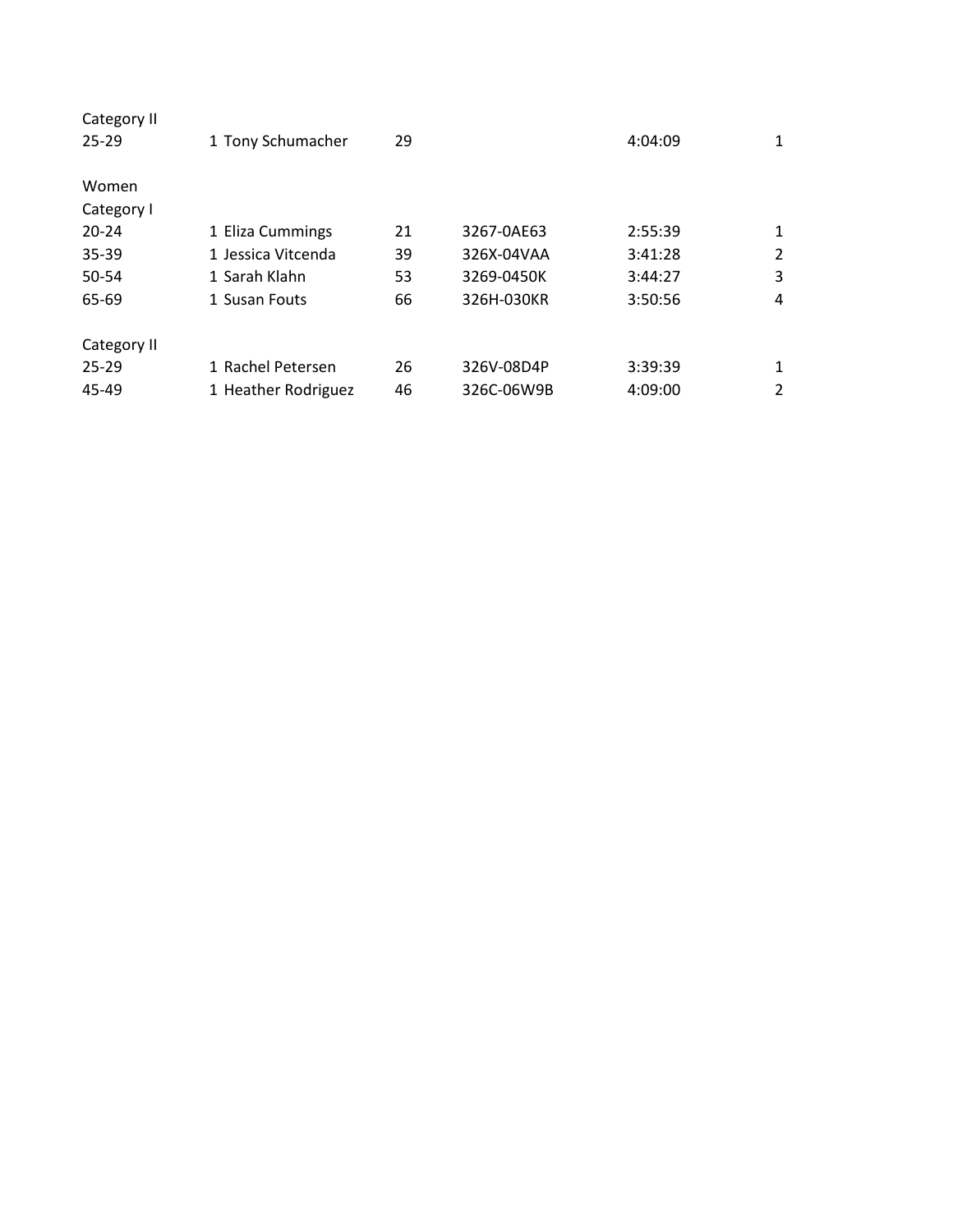| | | | | | |
|---|---|---|---|---|---|
| Category II | | | | | |
| 25-29 | 1 Tony Schumacher | 29 | | 4:04:09 | 1 |
| | | | | | |
| Women | | | | | |
| Category I | | | | | |
| 20-24 | 1 Eliza Cummings | 21 | 3267-0AE63 | 2:55:39 | 1 |
| 35-39 | 1 Jessica Vitcenda | 39 | 326X-04VAA | 3:41:28 | 2 |
| 50-54 | 1 Sarah Klahn | 53 | 3269-0450K | 3:44:27 | 3 |
| 65-69 | 1 Susan Fouts | 66 | 326H-030KR | 3:50:56 | 4 |
| | | | | | |
| Category II | | | | | |
| 25-29 | 1 Rachel Petersen | 26 | 326V-08D4P | 3:39:39 | 1 |
| 45-49 | 1 Heather Rodriguez | 46 | 326C-06W9B | 4:09:00 | 2 |